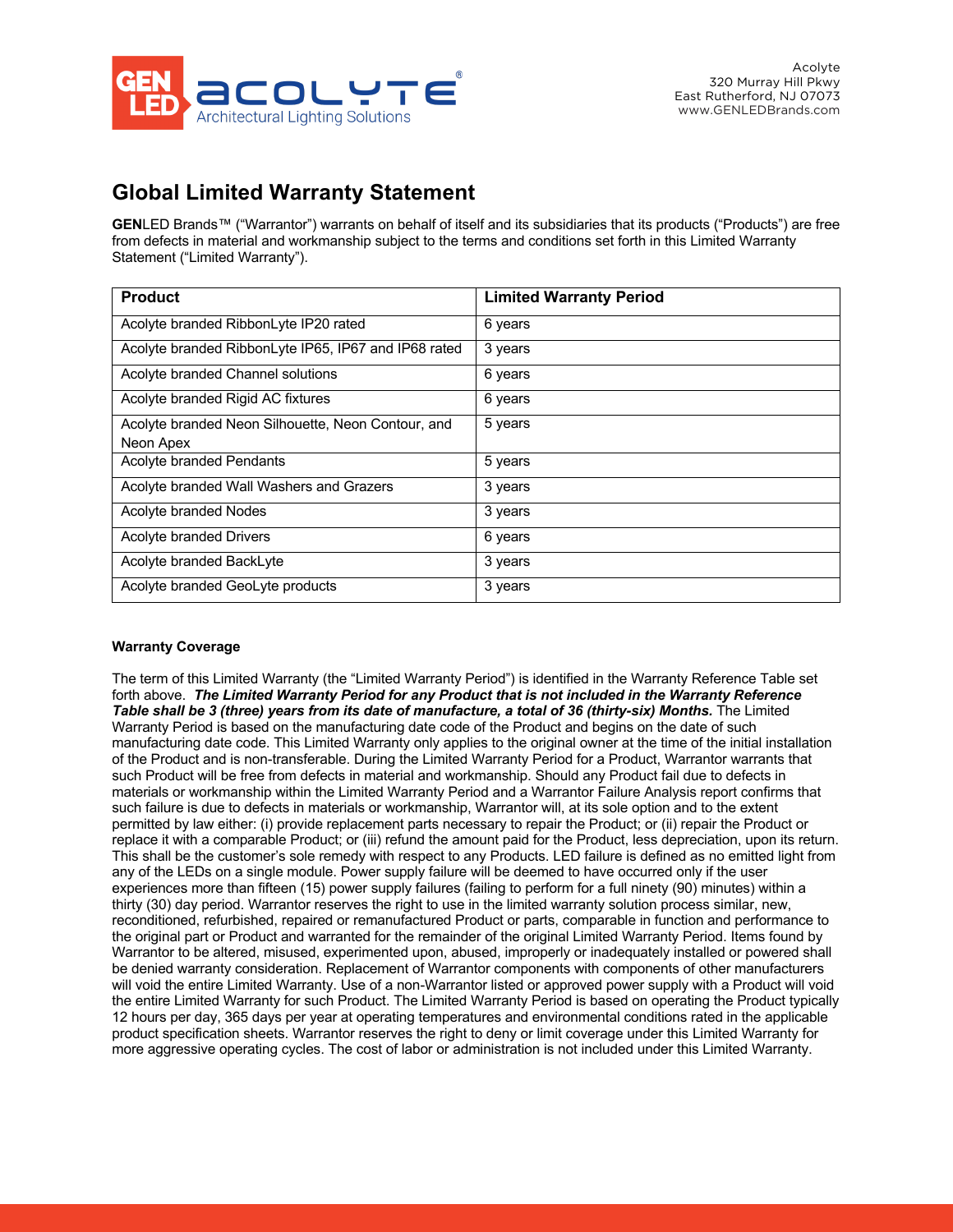Acolyte
320 Murray Hill Pkwy
East Rutherford, NJ 07073
www.GENLEDBrands.com

# Global Limited Warranty Statement

**GEN**LED Brands™ ("Warrantor") warrants on behalf of itself and its subsidiaries that its products ("Products") are free from defects in material and workmanship subject to the terms and conditions set forth in this Limited Warranty Statement ("Limited Warranty").

| Product | Limited Warranty Period |
|---|---|
| Acolyte branded RibbonLyte IP20 rated | 6 years |
| Acolyte branded RibbonLyte IP65, IP67 and IP68 rated | 3 years |
| Acolyte branded Channel solutions | 6 years |
| Acolyte branded Rigid AC fixtures | 6 years |
| Acolyte branded Neon Silhouette, Neon Contour, and Neon Apex | 5 years |
| Acolyte branded Pendants | 5 years |
| Acolyte branded Wall Washers and Grazers | 3 years |
| Acolyte branded Nodes | 3 years |
| Acolyte branded Drivers | 6 years |
| Acolyte branded BackLyte | 3 years |
| Acolyte branded GeoLyte products | 3 years |

**Warranty Coverage**

The term of this Limited Warranty (the "Limited Warranty Period") is identified in the Warranty Reference Table set forth above. ***The Limited Warranty Period for any Product that is not included in the Warranty Reference Table shall be 3 (three) years from its date of manufacture, a total of 36 (thirty-six) Months.*** The Limited Warranty Period is based on the manufacturing date code of the Product and begins on the date of such manufacturing date code. This Limited Warranty only applies to the original owner at the time of the initial installation of the Product and is non-transferable. During the Limited Warranty Period for a Product, Warrantor warrants that such Product will be free from defects in material and workmanship. Should any Product fail due to defects in materials or workmanship within the Limited Warranty Period and a Warrantor Failure Analysis report confirms that such failure is due to defects in materials or workmanship, Warrantor will, at its sole option and to the extent permitted by law either: (i) provide replacement parts necessary to repair the Product; or (ii) repair the Product or replace it with a comparable Product; or (iii) refund the amount paid for the Product, less depreciation, upon its return. This shall be the customer's sole remedy with respect to any Products. LED failure is defined as no emitted light from any of the LEDs on a single module. Power supply failure will be deemed to have occurred only if the user experiences more than fifteen (15) power supply failures (failing to perform for a full ninety (90) minutes) within a thirty (30) day period. Warrantor reserves the right to use in the limited warranty solution process similar, new, reconditioned, refurbished, repaired or remanufactured Product or parts, comparable in function and performance to the original part or Product and warranted for the remainder of the original Limited Warranty Period. Items found by Warrantor to be altered, misused, experimented upon, abused, improperly or inadequately installed or powered shall be denied warranty consideration. Replacement of Warrantor components with components of other manufacturers will void the entire Limited Warranty. Use of a non-Warrantor listed or approved power supply with a Product will void the entire Limited Warranty for such Product. The Limited Warranty Period is based on operating the Product typically 12 hours per day, 365 days per year at operating temperatures and environmental conditions rated in the applicable product specification sheets. Warrantor reserves the right to deny or limit coverage under this Limited Warranty for more aggressive operating cycles. The cost of labor or administration is not included under this Limited Warranty.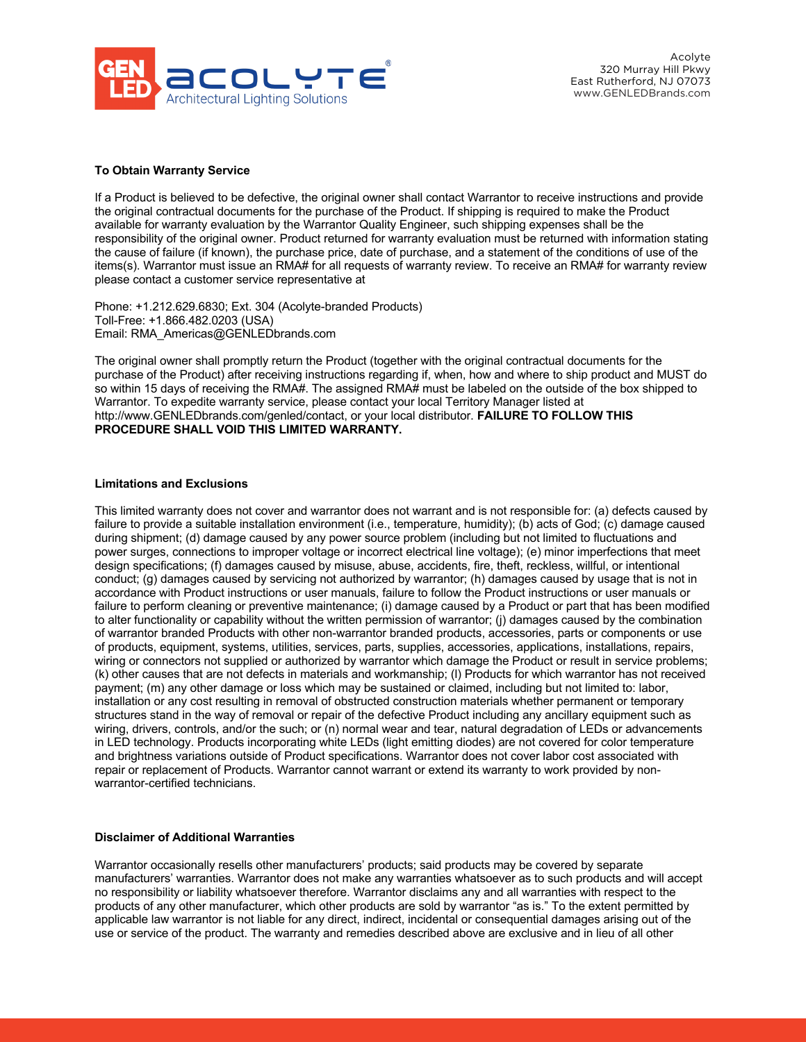### To Obtain Warranty Service

If a Product is believed to be defective, the original owner shall contact Warrantor to receive instructions and provide the original contractual documents for the purchase of the Product. If shipping is required to make the Product available for warranty evaluation by the Warrantor Quality Engineer, such shipping expenses shall be the responsibility of the original owner. Product returned for warranty evaluation must be returned with information stating the cause of failure (if known), the purchase price, date of purchase, and a statement of the conditions of use of the items(s). Warrantor must issue an RMA# for all requests of warranty review. To receive an RMA# for warranty review please contact a customer service representative at

Phone: +1.212.629.6830; Ext. 304 (Acolyte-branded Products)
Toll-Free: +1.866.482.0203 (USA)
Email: RMA_Americas@GENLEDbrands.com

The original owner shall promptly return the Product (together with the original contractual documents for the purchase of the Product) after receiving instructions regarding if, when, how and where to ship product and MUST do so within 15 days of receiving the RMA#. The assigned RMA# must be labeled on the outside of the box shipped to Warrantor. To expedite warranty service, please contact your local Territory Manager listed at http://www.GENLEDbrands.com/genled/contact, or your local distributor. **FAILURE TO FOLLOW THIS PROCEDURE SHALL VOID THIS LIMITED WARRANTY.**

### Limitations and Exclusions

This limited warranty does not cover and warrantor does not warrant and is not responsible for: (a) defects caused by failure to provide a suitable installation environment (i.e., temperature, humidity); (b) acts of God; (c) damage caused during shipment; (d) damage caused by any power source problem (including but not limited to fluctuations and power surges, connections to improper voltage or incorrect electrical line voltage); (e) minor imperfections that meet design specifications; (f) damages caused by misuse, abuse, accidents, fire, theft, reckless, willful, or intentional conduct; (g) damages caused by servicing not authorized by warrantor; (h) damages caused by usage that is not in accordance with Product instructions or user manuals, failure to follow the Product instructions or user manuals or failure to perform cleaning or preventive maintenance; (i) damage caused by a Product or part that has been modified to alter functionality or capability without the written permission of warrantor; (j) damages caused by the combination of warrantor branded Products with other non-warrantor branded products, accessories, parts or components or use of products, equipment, systems, utilities, services, parts, supplies, accessories, applications, installations, repairs, wiring or connectors not supplied or authorized by warrantor which damage the Product or result in service problems; (k) other causes that are not defects in materials and workmanship; (l) Products for which warrantor has not received payment; (m) any other damage or loss which may be sustained or claimed, including but not limited to: labor, installation or any cost resulting in removal of obstructed construction materials whether permanent or temporary structures stand in the way of removal or repair of the defective Product including any ancillary equipment such as wiring, drivers, controls, and/or the such; or (n) normal wear and tear, natural degradation of LEDs or advancements in LED technology. Products incorporating white LEDs (light emitting diodes) are not covered for color temperature and brightness variations outside of Product specifications. Warrantor does not cover labor cost associated with repair or replacement of Products. Warrantor cannot warrant or extend its warranty to work provided by non-warrantor-certified technicians.

### Disclaimer of Additional Warranties

Warrantor occasionally resells other manufacturers' products; said products may be covered by separate manufacturers' warranties. Warrantor does not make any warranties whatsoever as to such products and will accept no responsibility or liability whatsoever therefore. Warrantor disclaims any and all warranties with respect to the products of any other manufacturer, which other products are sold by warrantor "as is." To the extent permitted by applicable law warrantor is not liable for any direct, indirect, incidental or consequential damages arising out of the use or service of the product. The warranty and remedies described above are exclusive and in lieu of all other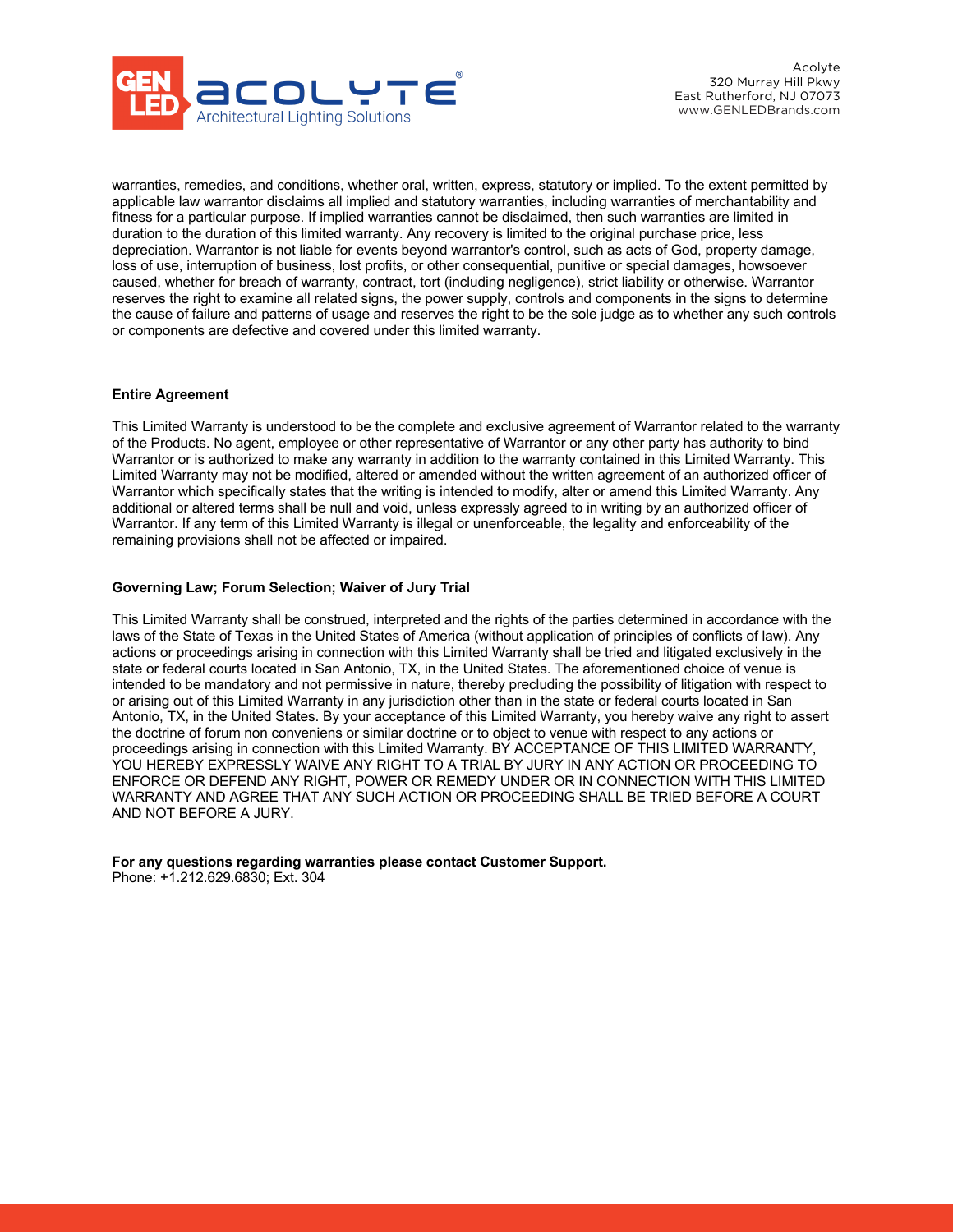warranties, remedies, and conditions, whether oral, written, express, statutory or implied. To the extent permitted by applicable law warrantor disclaims all implied and statutory warranties, including warranties of merchantability and fitness for a particular purpose. If implied warranties cannot be disclaimed, then such warranties are limited in duration to the duration of this limited warranty. Any recovery is limited to the original purchase price, less depreciation. Warrantor is not liable for events beyond warrantor's control, such as acts of God, property damage, loss of use, interruption of business, lost profits, or other consequential, punitive or special damages, howsoever caused, whether for breach of warranty, contract, tort (including negligence), strict liability or otherwise. Warrantor reserves the right to examine all related signs, the power supply, controls and components in the signs to determine the cause of failure and patterns of usage and reserves the right to be the sole judge as to whether any such controls or components are defective and covered under this limited warranty.

**Entire Agreement**

This Limited Warranty is understood to be the complete and exclusive agreement of Warrantor related to the warranty of the Products. No agent, employee or other representative of Warrantor or any other party has authority to bind Warrantor or is authorized to make any warranty in addition to the warranty contained in this Limited Warranty. This Limited Warranty may not be modified, altered or amended without the written agreement of an authorized officer of Warrantor which specifically states that the writing is intended to modify, alter or amend this Limited Warranty. Any additional or altered terms shall be null and void, unless expressly agreed to in writing by an authorized officer of Warrantor. If any term of this Limited Warranty is illegal or unenforceable, the legality and enforceability of the remaining provisions shall not be affected or impaired.

**Governing Law; Forum Selection; Waiver of Jury Trial**

This Limited Warranty shall be construed, interpreted and the rights of the parties determined in accordance with the laws of the State of Texas in the United States of America (without application of principles of conflicts of law). Any actions or proceedings arising in connection with this Limited Warranty shall be tried and litigated exclusively in the state or federal courts located in San Antonio, TX, in the United States. The aforementioned choice of venue is intended to be mandatory and not permissive in nature, thereby precluding the possibility of litigation with respect to or arising out of this Limited Warranty in any jurisdiction other than in the state or federal courts located in San Antonio, TX, in the United States. By your acceptance of this Limited Warranty, you hereby waive any right to assert the doctrine of forum non conveniens or similar doctrine or to object to venue with respect to any actions or proceedings arising in connection with this Limited Warranty. BY ACCEPTANCE OF THIS LIMITED WARRANTY, YOU HEREBY EXPRESSLY WAIVE ANY RIGHT TO A TRIAL BY JURY IN ANY ACTION OR PROCEEDING TO ENFORCE OR DEFEND ANY RIGHT, POWER OR REMEDY UNDER OR IN CONNECTION WITH THIS LIMITED WARRANTY AND AGREE THAT ANY SUCH ACTION OR PROCEEDING SHALL BE TRIED BEFORE A COURT AND NOT BEFORE A JURY.

**For any questions regarding warranties please contact Customer Support.**
Phone: +1.212.629.6830; Ext. 304